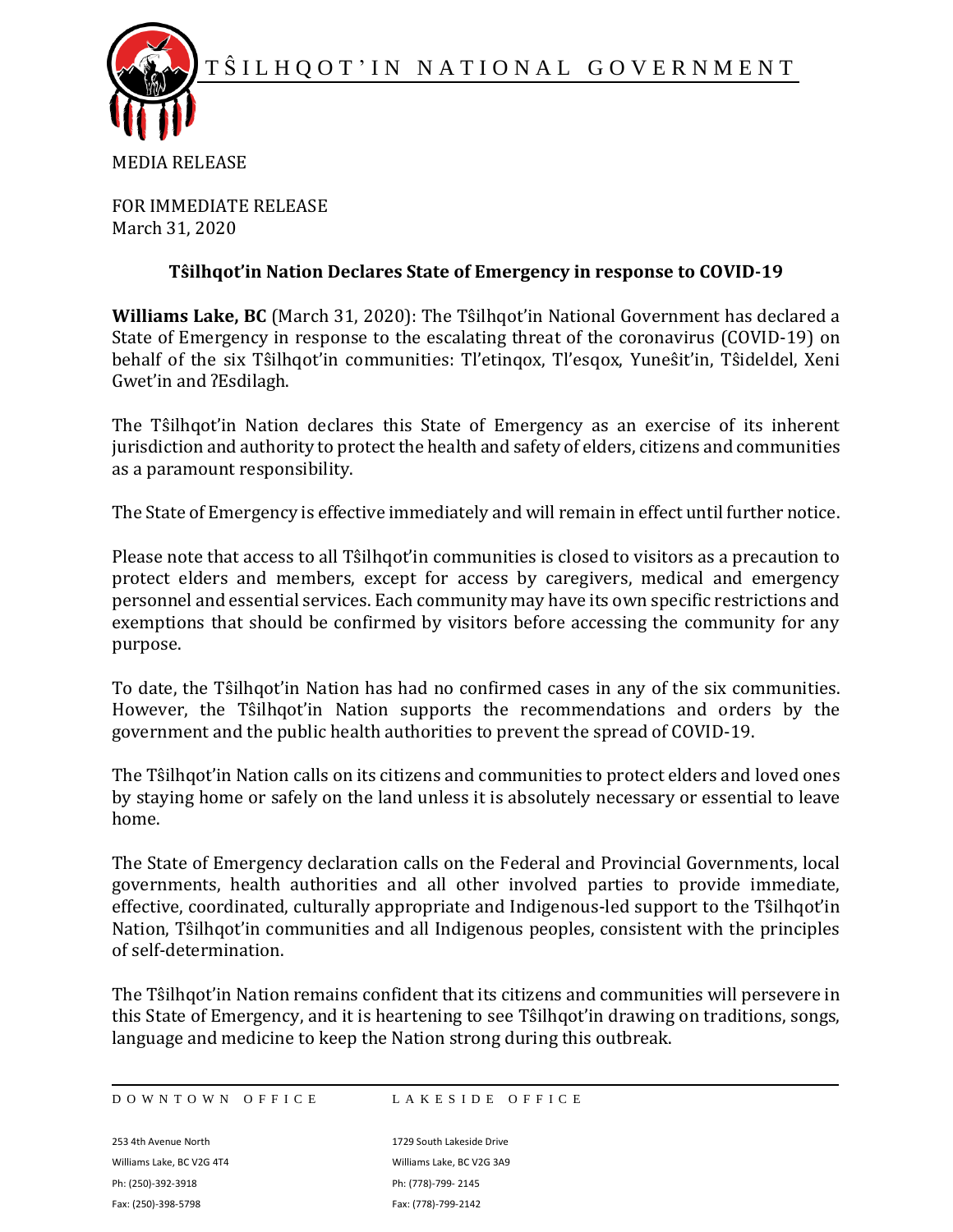TŜILHQOT'IN NATIONAL GOVERNMENT

MEDIA RELEASE

FOR IMMEDIATE RELEASE
March 31, 2020

## Tŝilhqot'in Nation Declares State of Emergency in response to COVID-19

**Williams Lake, BC** (March 31, 2020): The Tŝilhqot'in National Government has declared a State of Emergency in response to the escalating threat of the coronavirus (COVID-19) on behalf of the six Tŝilhqot'in communities: Tl'etinqox, Tl'esqox, Yuneŝit'in, Tŝideldel, Xeni Gwet'in and ʔEsdilagh.

The Tŝilhqot'in Nation declares this State of Emergency as an exercise of its inherent jurisdiction and authority to protect the health and safety of elders, citizens and communities as a paramount responsibility.

The State of Emergency is effective immediately and will remain in effect until further notice.

Please note that access to all Tŝilhqot'in communities is closed to visitors as a precaution to protect elders and members, except for access by caregivers, medical and emergency personnel and essential services. Each community may have its own specific restrictions and exemptions that should be confirmed by visitors before accessing the community for any purpose.

To date, the Tŝilhqot'in Nation has had no confirmed cases in any of the six communities. However, the Tŝilhqot'in Nation supports the recommendations and orders by the government and the public health authorities to prevent the spread of COVID-19.

The Tŝilhqot'in Nation calls on its citizens and communities to protect elders and loved ones by staying home or safely on the land unless it is absolutely necessary or essential to leave home.

The State of Emergency declaration calls on the Federal and Provincial Governments, local governments, health authorities and all other involved parties to provide immediate, effective, coordinated, culturally appropriate and Indigenous-led support to the Tŝilhqot'in Nation, Tŝilhqot'in communities and all Indigenous peoples, consistent with the principles of self-determination.

The Tŝilhqot'in Nation remains confident that its citizens and communities will persevere in this State of Emergency, and it is heartening to see Tŝilhqot'in drawing on traditions, songs, language and medicine to keep the Nation strong during this outbreak.

| DOWNTOWN OFFICE | LAKESIDE OFFICE |
| --- | --- |
| 253 4th Avenue North | 1729 South Lakeside Drive |
| Williams Lake, BC V2G 4T4 | Williams Lake, BC V2G 3A9 |
| Ph: (250)-392-3918 | Ph: (778)-799- 2145 |
| Fax: (250)-398-5798 | Fax: (778)-799-2142 |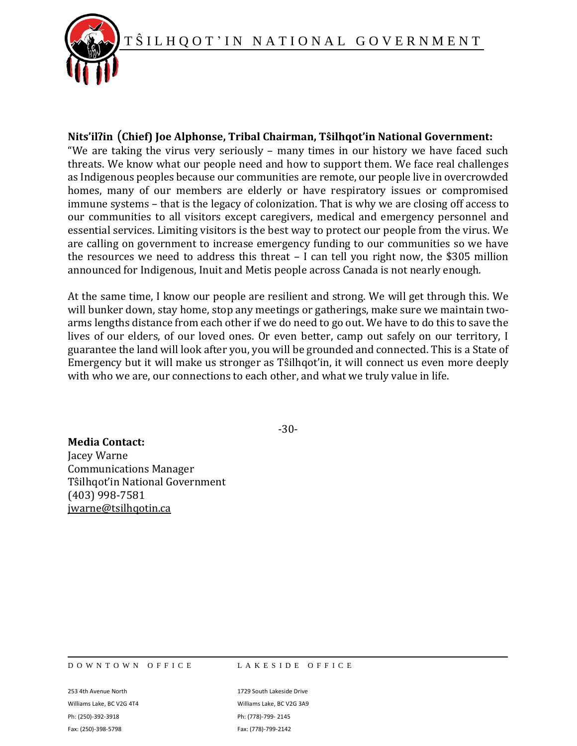**Nits'ilʔin (Chief) Joe Alphonse, Tribal Chairman, Tŝilhqot'in National Government:**

"We are taking the virus very seriously – many times in our history we have faced such threats. We know what our people need and how to support them. We face real challenges as Indigenous peoples because our communities are remote, our people live in overcrowded homes, many of our members are elderly or have respiratory issues or compromised immune systems – that is the legacy of colonization. That is why we are closing off access to our communities to all visitors except caregivers, medical and emergency personnel and essential services. Limiting visitors is the best way to protect our people from the virus. We are calling on government to increase emergency funding to our communities so we have the resources we need to address this threat – I can tell you right now, the $305 million announced for Indigenous, Inuit and Metis people across Canada is not nearly enough.

At the same time, I know our people are resilient and strong. We will get through this. We will bunker down, stay home, stop any meetings or gatherings, make sure we maintain two-arms lengths distance from each other if we do need to go out. We have to do this to save the lives of our elders, of our loved ones. Or even better, camp out safely on our territory, I guarantee the land will look after you, you will be grounded and connected. This is a State of Emergency but it will make us stronger as Tŝilhqot'in, it will connect us even more deeply with who we are, our connections to each other, and what we truly value in life.

-30-

**Media Contact:**
Jacey Warne
Communications Manager
Tŝilhqot'in National Government
(403) 998-7581
jwarne@tsilhqotin.ca

DOWNTOWN OFFICE
253 4th Avenue North
Williams Lake, BC V2G 4T4
Ph: (250)-392-3918
Fax: (250)-398-5798

LAKESIDE OFFICE
1729 South Lakeside Drive
Williams Lake, BC V2G 3A9
Ph: (778)-799- 2145
Fax: (778)-799-2142